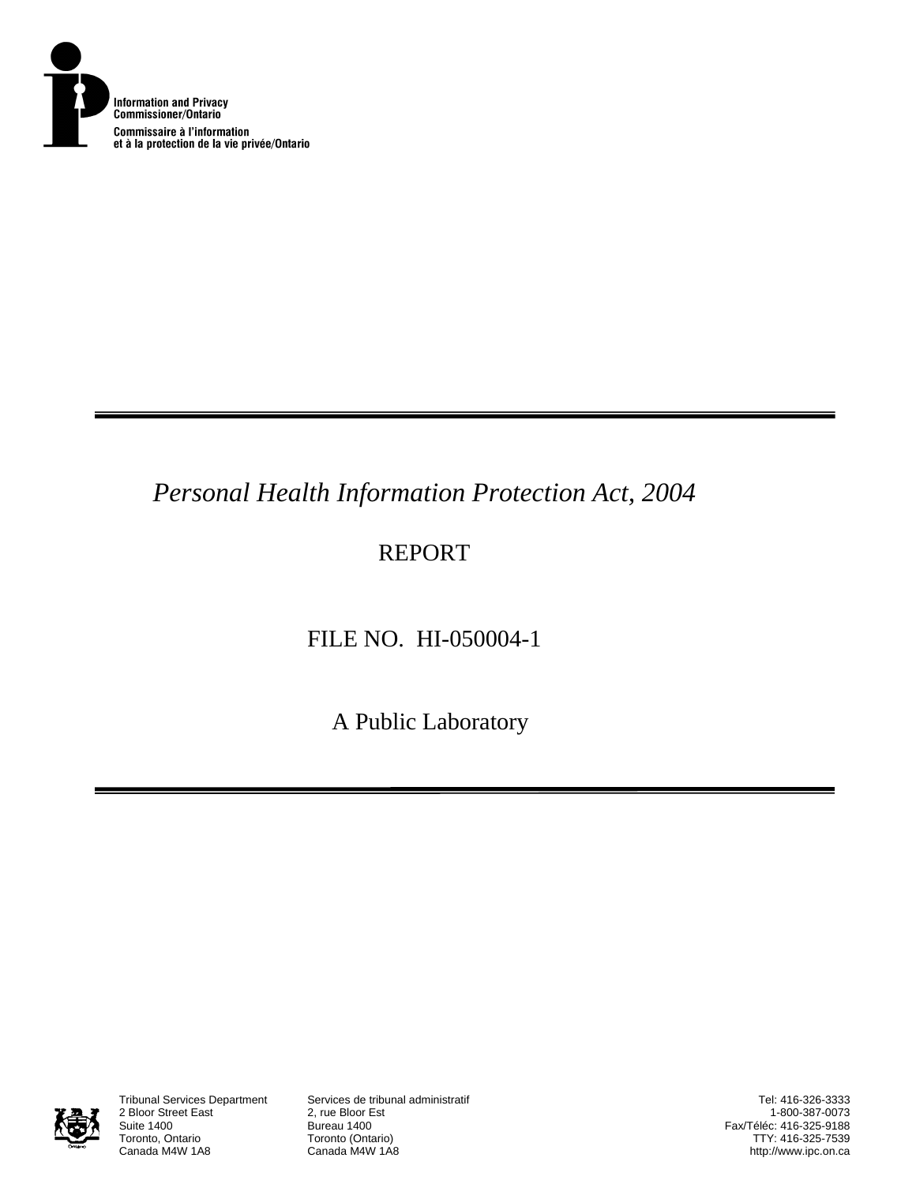Information and Privacy Commissioner/Ontario

Commissaire à l'information et à la protection de la vie privée/Ontario

*Personal Health Information Protection Act, 2004*

REPORT

FILE NO. HI-050004-1

A Public Laboratory

Tribunal Services Department
2 Bloor Street East
Suite 1400
Toronto, Ontario
Canada M4W 1A8

Services de tribunal administratif
2, rue Bloor Est
Bureau 1400
Toronto (Ontario)
Canada M4W 1A8

Tel: 416-326-3333
1-800-387-0073
Fax/Téléc: 416-325-9188
TTY: 416-325-7539
http://www.ipc.on.ca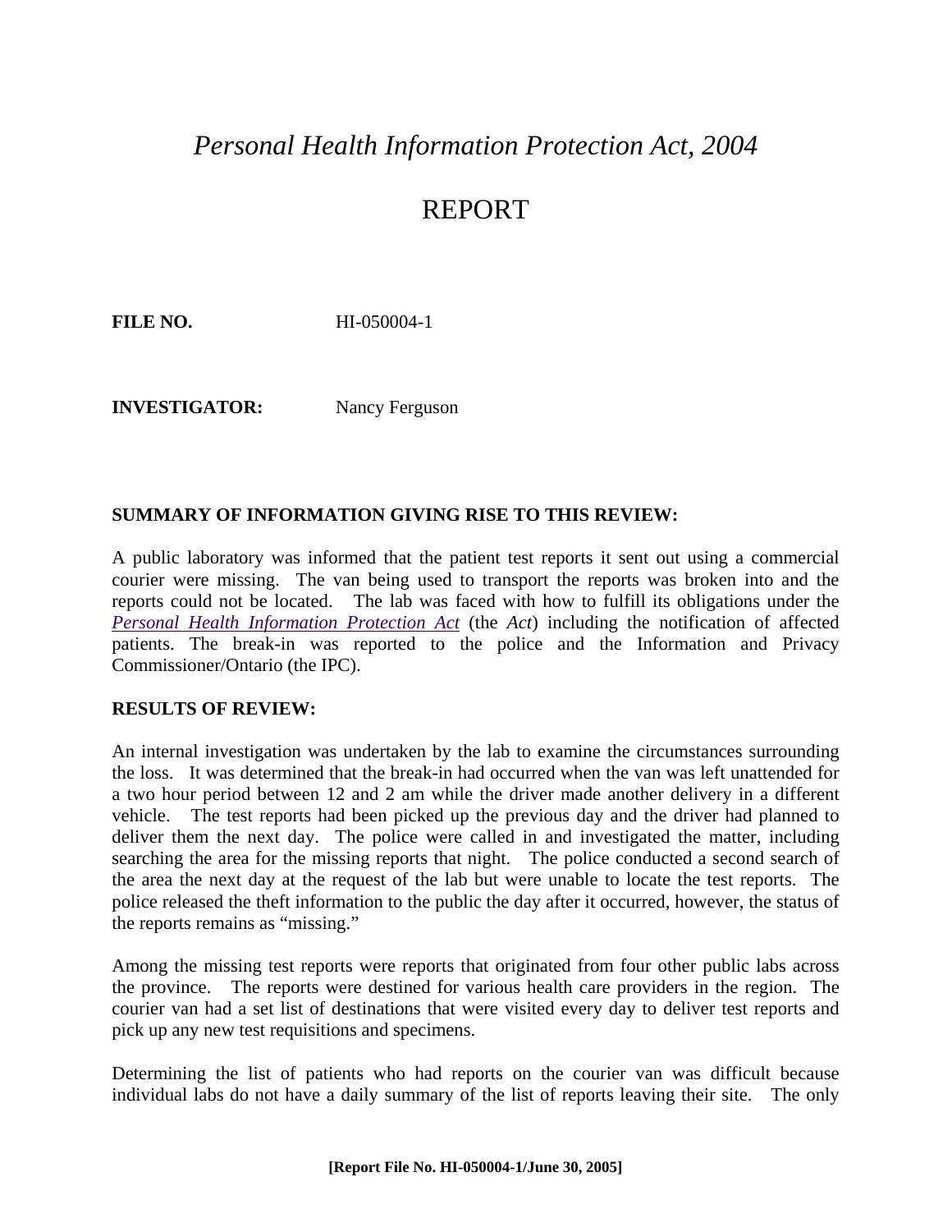# *Personal Health Information Protection Act, 2004*

# REPORT

**FILE NO.** HI-050004-1

**INVESTIGATOR:** Nancy Ferguson

**SUMMARY OF INFORMATION GIVING RISE TO THIS REVIEW:**

A public laboratory was informed that the patient test reports it sent out using a commercial courier were missing. The van being used to transport the reports was broken into and the reports could not be located. The lab was faced with how to fulfill its obligations under the *Personal Health Information Protection Act* (the *Act*) including the notification of affected patients. The break-in was reported to the police and the Information and Privacy Commissioner/Ontario (the IPC).

**RESULTS OF REVIEW:**

An internal investigation was undertaken by the lab to examine the circumstances surrounding the loss. It was determined that the break-in had occurred when the van was left unattended for a two hour period between 12 and 2 am while the driver made another delivery in a different vehicle. The test reports had been picked up the previous day and the driver had planned to deliver them the next day. The police were called in and investigated the matter, including searching the area for the missing reports that night. The police conducted a second search of the area the next day at the request of the lab but were unable to locate the test reports. The police released the theft information to the public the day after it occurred, however, the status of the reports remains as "missing."

Among the missing test reports were reports that originated from four other public labs across the province. The reports were destined for various health care providers in the region. The courier van had a set list of destinations that were visited every day to deliver test reports and pick up any new test requisitions and specimens.

Determining the list of patients who had reports on the courier van was difficult because individual labs do not have a daily summary of the list of reports leaving their site. The only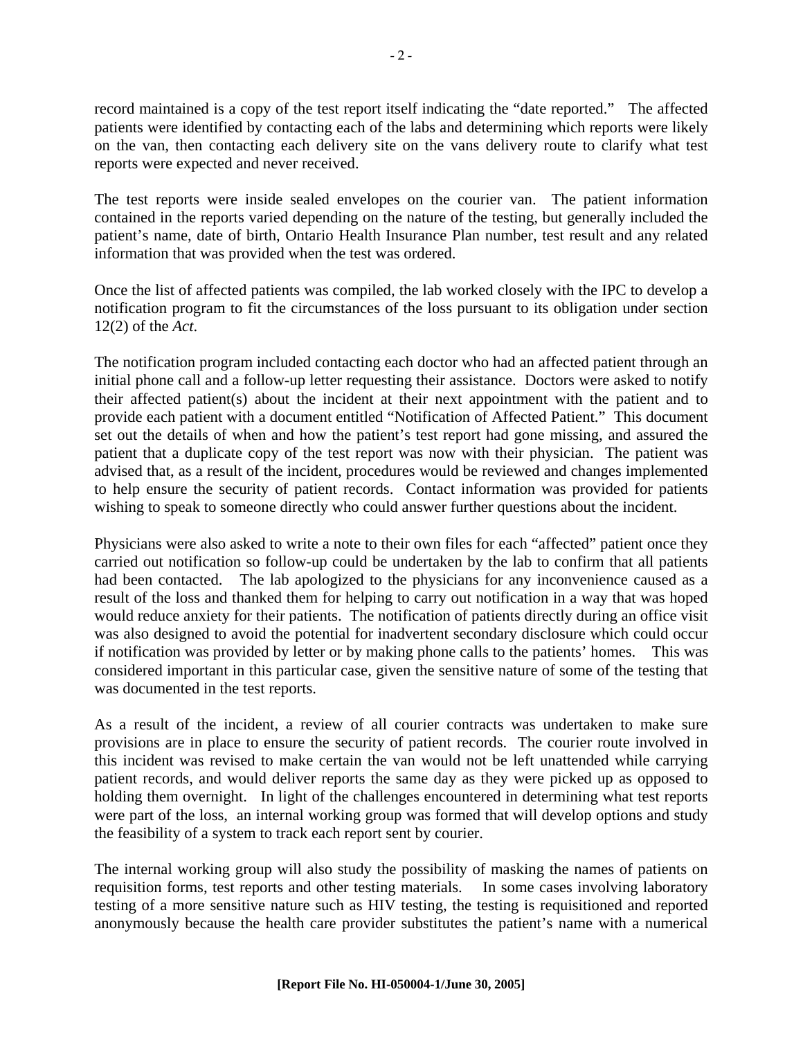record maintained is a copy of the test report itself indicating the "date reported." The affected patients were identified by contacting each of the labs and determining which reports were likely on the van, then contacting each delivery site on the vans delivery route to clarify what test reports were expected and never received.

The test reports were inside sealed envelopes on the courier van. The patient information contained in the reports varied depending on the nature of the testing, but generally included the patient's name, date of birth, Ontario Health Insurance Plan number, test result and any related information that was provided when the test was ordered.

Once the list of affected patients was compiled, the lab worked closely with the IPC to develop a notification program to fit the circumstances of the loss pursuant to its obligation under section 12(2) of the *Act*.

The notification program included contacting each doctor who had an affected patient through an initial phone call and a follow-up letter requesting their assistance. Doctors were asked to notify their affected patient(s) about the incident at their next appointment with the patient and to provide each patient with a document entitled "Notification of Affected Patient." This document set out the details of when and how the patient's test report had gone missing, and assured the patient that a duplicate copy of the test report was now with their physician. The patient was advised that, as a result of the incident, procedures would be reviewed and changes implemented to help ensure the security of patient records. Contact information was provided for patients wishing to speak to someone directly who could answer further questions about the incident.

Physicians were also asked to write a note to their own files for each "affected" patient once they carried out notification so follow-up could be undertaken by the lab to confirm that all patients had been contacted. The lab apologized to the physicians for any inconvenience caused as a result of the loss and thanked them for helping to carry out notification in a way that was hoped would reduce anxiety for their patients. The notification of patients directly during an office visit was also designed to avoid the potential for inadvertent secondary disclosure which could occur if notification was provided by letter or by making phone calls to the patients' homes. This was considered important in this particular case, given the sensitive nature of some of the testing that was documented in the test reports.

As a result of the incident, a review of all courier contracts was undertaken to make sure provisions are in place to ensure the security of patient records. The courier route involved in this incident was revised to make certain the van would not be left unattended while carrying patient records, and would deliver reports the same day as they were picked up as opposed to holding them overnight. In light of the challenges encountered in determining what test reports were part of the loss, an internal working group was formed that will develop options and study the feasibility of a system to track each report sent by courier.

The internal working group will also study the possibility of masking the names of patients on requisition forms, test reports and other testing materials. In some cases involving laboratory testing of a more sensitive nature such as HIV testing, the testing is requisitioned and reported anonymously because the health care provider substitutes the patient's name with a numerical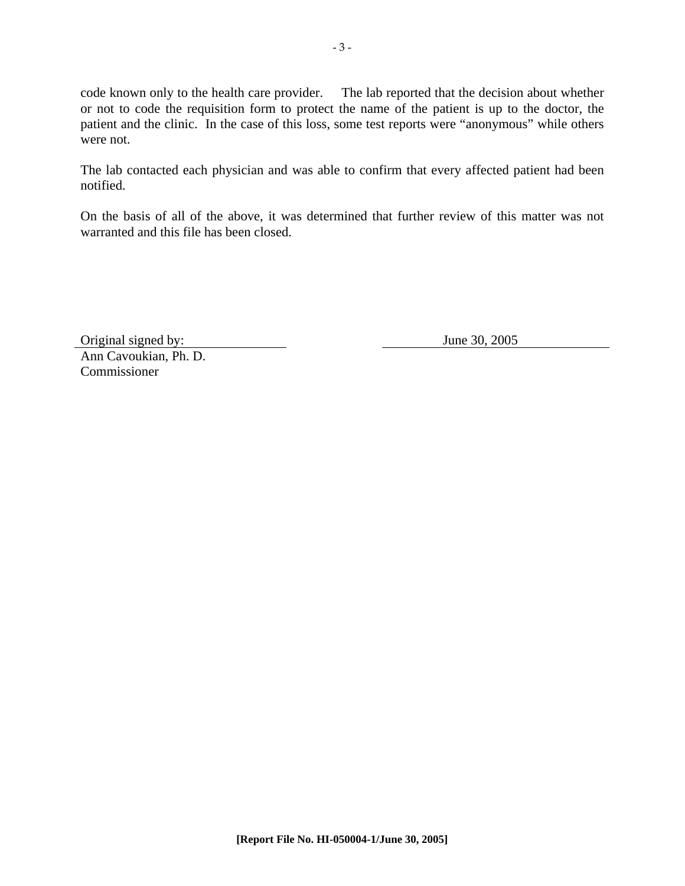code known only to the health care provider. The lab reported that the decision about whether or not to code the requisition form to protect the name of the patient is up to the doctor, the patient and the clinic. In the case of this loss, some test reports were "anonymous" while others were not.

The lab contacted each physician and was able to confirm that every affected patient had been notified.

On the basis of all of the above, it was determined that further review of this matter was not warranted and this file has been closed.

Original signed by: June 30, 2005

Ann Cavoukian, Ph. D.
Commissioner

**[Report File No. HI-050004-1/June 30, 2005]**